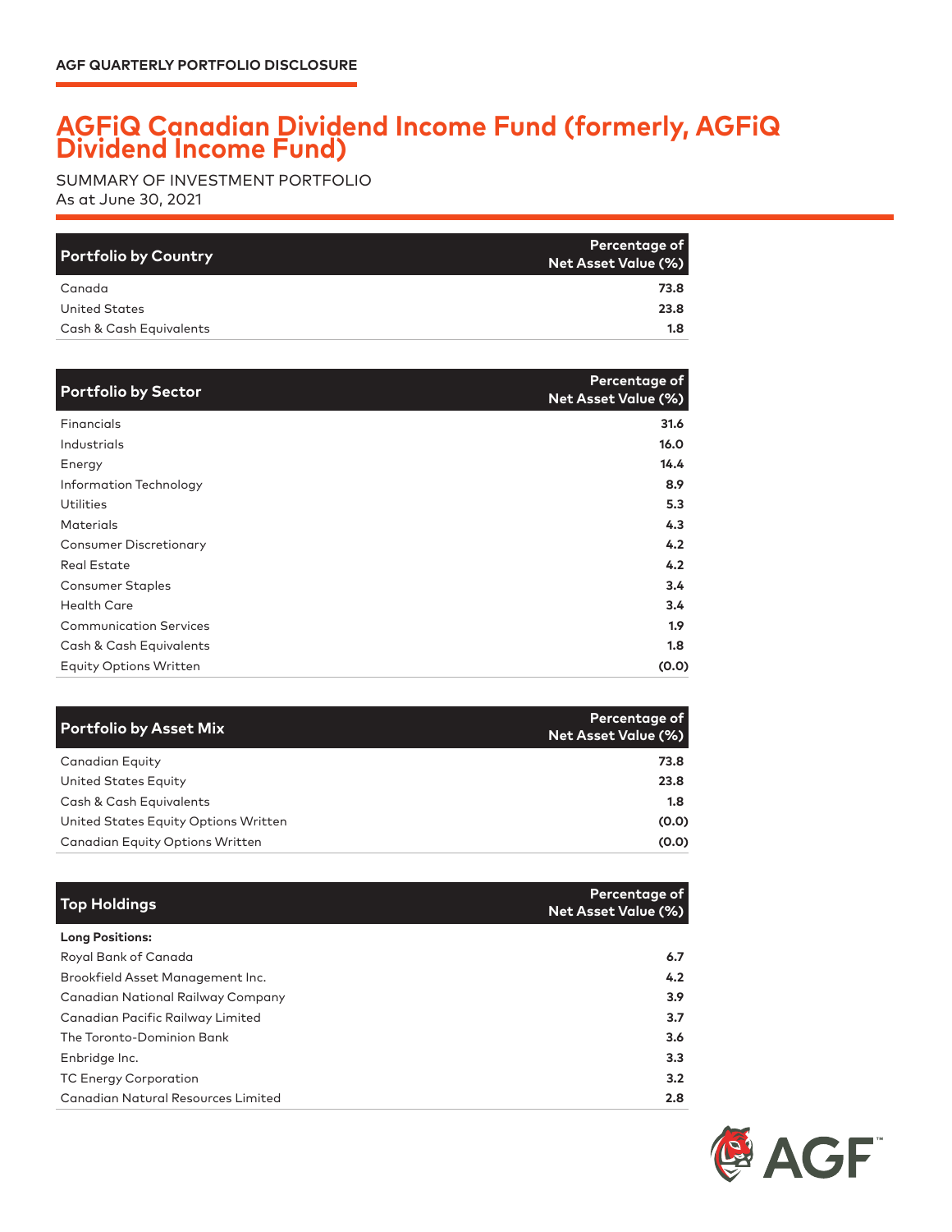AGF QUARTERLY PORTFOLIO DISCLOSURE

# AGFiQ Canadian Dividend Income Fund (formerly, AGFiQ Dividend Income Fund)

SUMMARY OF INVESTMENT PORTFOLIO
As at June 30, 2021

| Portfolio by Country | Percentage of Net Asset Value (%) |
|---|---|
| Canada | 73.8 |
| United States | 23.8 |
| Cash & Cash Equivalents | 1.8 |

| Portfolio by Sector | Percentage of Net Asset Value (%) |
|---|---|
| Financials | 31.6 |
| Industrials | 16.0 |
| Energy | 14.4 |
| Information Technology | 8.9 |
| Utilities | 5.3 |
| Materials | 4.3 |
| Consumer Discretionary | 4.2 |
| Real Estate | 4.2 |
| Consumer Staples | 3.4 |
| Health Care | 3.4 |
| Communication Services | 1.9 |
| Cash & Cash Equivalents | 1.8 |
| Equity Options Written | (0.0) |

| Portfolio by Asset Mix | Percentage of Net Asset Value (%) |
|---|---|
| Canadian Equity | 73.8 |
| United States Equity | 23.8 |
| Cash & Cash Equivalents | 1.8 |
| United States Equity Options Written | (0.0) |
| Canadian Equity Options Written | (0.0) |

| Top Holdings | Percentage of Net Asset Value (%) |
|---|---|
| **Long Positions:** | |
| Royal Bank of Canada | 6.7 |
| Brookfield Asset Management Inc. | 4.2 |
| Canadian National Railway Company | 3.9 |
| Canadian Pacific Railway Limited | 3.7 |
| The Toronto-Dominion Bank | 3.6 |
| Enbridge Inc. | 3.3 |
| TC Energy Corporation | 3.2 |
| Canadian Natural Resources Limited | 2.8 |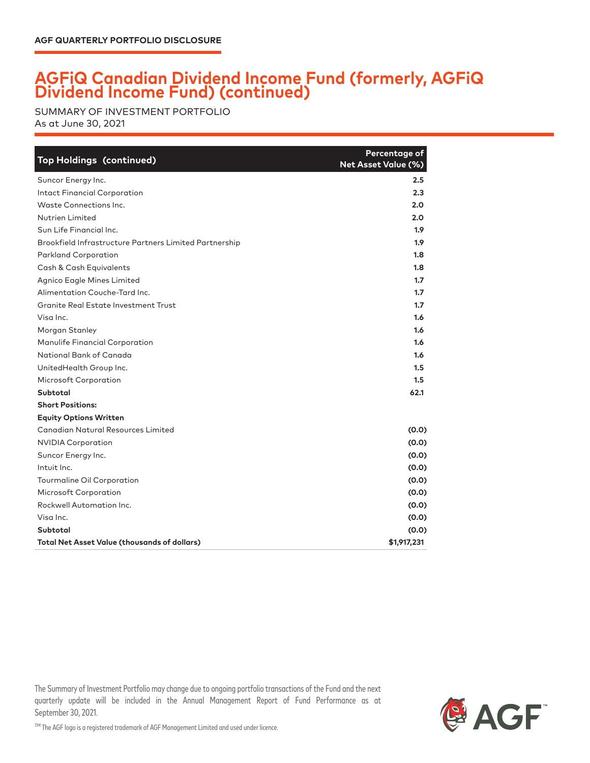AGF QUARTERLY PORTFOLIO DISCLOSURE

# AGFiQ Canadian Dividend Income Fund (formerly, AGFiQ Dividend Income Fund) (continued)

SUMMARY OF INVESTMENT PORTFOLIO
As at June 30, 2021

| Top Holdings (continued) | Percentage of Net Asset Value (%) |
|---|---|
| Suncor Energy Inc. | **2.5** |
| Intact Financial Corporation | **2.3** |
| Waste Connections Inc. | **2.0** |
| Nutrien Limited | **2.0** |
| Sun Life Financial Inc. | **1.9** |
| Brookfield Infrastructure Partners Limited Partnership | **1.9** |
| Parkland Corporation | **1.8** |
| Cash & Cash Equivalents | **1.8** |
| Agnico Eagle Mines Limited | **1.7** |
| Alimentation Couche-Tard Inc. | **1.7** |
| Granite Real Estate Investment Trust | **1.7** |
| Visa Inc. | **1.6** |
| Morgan Stanley | **1.6** |
| Manulife Financial Corporation | **1.6** |
| National Bank of Canada | **1.6** |
| UnitedHealth Group Inc. | **1.5** |
| Microsoft Corporation | **1.5** |
| **Subtotal** | **62.1** |
| **Short Positions:** | |
| **Equity Options Written** | |
| Canadian Natural Resources Limited | **(0.0)** |
| NVIDIA Corporation | **(0.0)** |
| Suncor Energy Inc. | **(0.0)** |
| Intuit Inc. | **(0.0)** |
| Tourmaline Oil Corporation | **(0.0)** |
| Microsoft Corporation | **(0.0)** |
| Rockwell Automation Inc. | **(0.0)** |
| Visa Inc. | **(0.0)** |
| **Subtotal** | **(0.0)** |
| **Total Net Asset Value (thousands of dollars)** | **$1,917,231** |

The Summary of Investment Portfolio may change due to ongoing portfolio transactions of the Fund and the next quarterly update will be included in the Annual Management Report of Fund Performance as at September 30, 2021.

TM The AGF logo is a registered trademark of AGF Management Limited and used under licence.